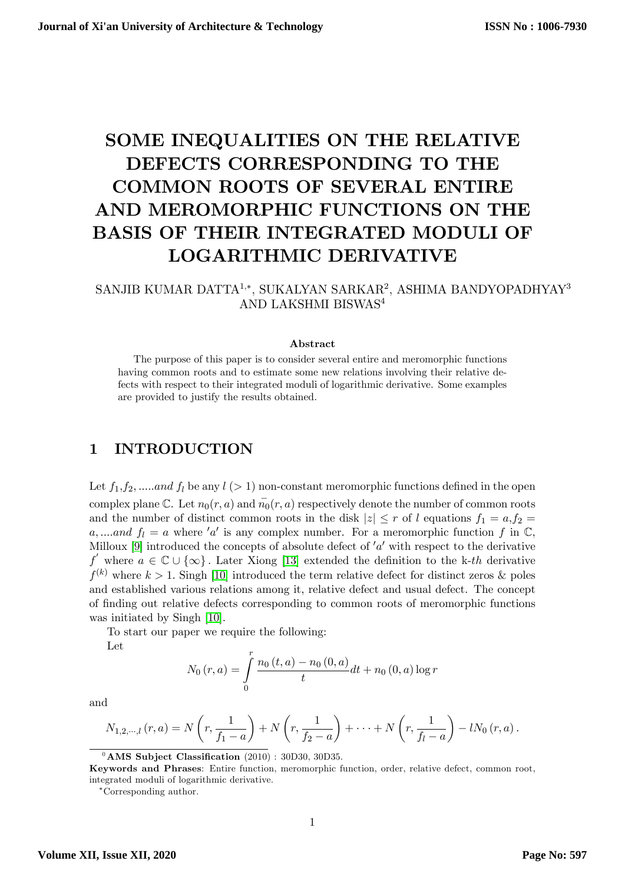# SOME INEQUALITIES ON THE RELATIVE DEFECTS CORRESPONDING TO THE COMMON ROOTS OF SEVERAL ENTIRE AND MEROMORPHIC FUNCTIONS ON THE BASIS OF THEIR INTEGRATED MODULI OF LOGARITHMIC DERIVATIVE

SANJIB KUMAR DATTA[1,*], SUKALYAN SARKAR[2], ASHIMA BANDYOPADHYAY[3] AND LAKSHMI BISWAS[4]

### Abstract

The purpose of this paper is to consider several entire and meromorphic functions having common roots and to estimate some new relations involving their relative defects with respect to their integrated moduli of logarithmic derivative. Some examples are provided to justify the results obtained.

## 1 INTRODUCTION

Let $f_1, f_2, .....and\ f_l$ be any $l\ (>1)$ non-constant meromorphic functions defined in the open complex plane $\mathbb{C}$. Let $n_0(r,a)$ and $\bar{n_0}(r,a)$ respectively denote the number of common roots and the number of distinct common roots in the disk $|z| \leq r$ of $l$ equations $f_1 = a, f_2 = a, ....and\ f_l = a$ where $'a'$ is any complex number. For a meromorphic function $f$ in $\mathbb{C}$, Milloux [9] introduced the concepts of absolute defect of $'a'$ with respect to the derivative $f'$ where $a \in \mathbb{C} \cup \{\infty\}$. Later Xiong [13] extended the definition to the k-$th$ derivative $f^{(k)}$ where $k > 1$. Singh [10] introduced the term relative defect for distinct zeros & poles and established various relations among it, relative defect and usual defect. The concept of finding out relative defects corresponding to common roots of meromorphic functions was initiated by Singh [10].

To start our paper we require the following:

Let

$$N_0(r,a) = \int_0^r \frac{n_0(t,a) - n_0(0,a)}{t} dt + n_0(0,a) \log r$$

and

$$N_{1,2,\cdots,l}(r,a) = N\left(r, \frac{1}{f_1 - a}\right) + N\left(r, \frac{1}{f_2 - a}\right) + \cdots + N\left(r, \frac{1}{f_l - a}\right) - lN_0(r,a).$$

---

[0] **AMS Subject Classification** (2010) : 30D30, 30D35.

**Keywords and Phrases**: Entire function, meromorphic function, order, relative defect, common root, integrated moduli of logarithmic derivative.

[*] Corresponding author.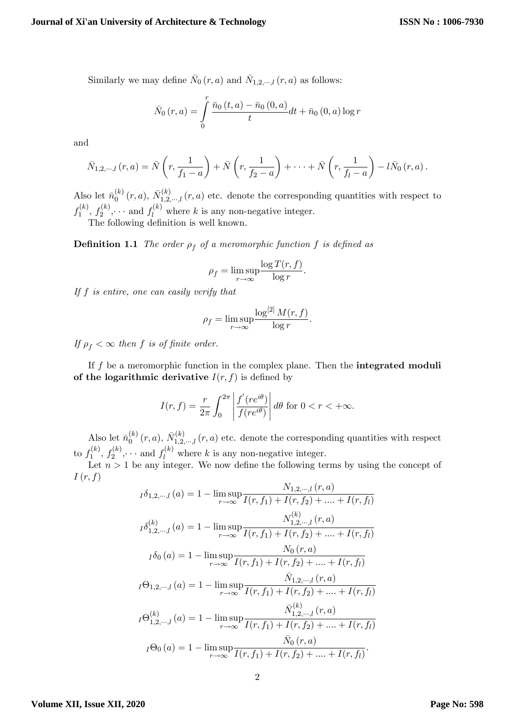Similarly we may define $\bar{N}_0(r,a)$ and $\bar{N}_{1,2,\cdots,l}(r,a)$ as follows:

$$\bar{N}_0(r,a) = \int_0^r \frac{\bar{n}_0(t,a) - \bar{n}_0(0,a)}{t} dt + \bar{n}_0(0,a)\log r$$

and

$$\bar{N}_{1,2,\cdots,l}(r,a) = \bar{N}\left(r, \frac{1}{f_1 - a}\right) + \bar{N}\left(r, \frac{1}{f_2 - a}\right) + \cdots + \bar{N}\left(r, \frac{1}{f_l - a}\right) - l\bar{N}_0(r,a).$$

Also let $\bar{n}_0^{(k)}(r,a)$, $\bar{N}_{1,2,\cdots,l}^{(k)}(r,a)$ etc. denote the corresponding quantities with respect to $f_1^{(k)}$, $f_2^{(k)}$,$\cdots$ and $f_l^{(k)}$ where $k$ is any non-negative integer.

The following definition is well known.

**Definition 1.1** *The order $\rho_f$ of a meromorphic function $f$ is defined as*

$$\rho_f = \limsup_{r\to\infty} \frac{\log T(r,f)}{\log r}.$$

*If $f$ is entire, one can easily verify that*

$$\rho_f = \limsup_{r\to\infty} \frac{\log^{[2]} M(r,f)}{\log r}.$$

*If $\rho_f < \infty$ then $f$ is of finite order.*

If $f$ be a meromorphic function in the complex plane. Then the **integrated moduli of the logarithmic derivative** $I(r,f)$ is defined by

$$I(r,f) = \frac{r}{2\pi}\int_0^{2\pi} \left|\frac{f'(re^{i\theta})}{f(re^{i\theta})}\right| d\theta \text{ for } 0 < r < +\infty.$$

Also let $\bar{n}_0^{(k)}(r,a)$, $\bar{N}_{1,2,\cdots,l}^{(k)}(r,a)$ etc. denote the corresponding quantities with respect to $f_1^{(k)}$, $f_2^{(k)}$,$\cdots$ and $f_l^{(k)}$ where $k$ is any non-negative integer.

Let $n > 1$ be any integer. We now define the following terms by using the concept of $I(r,f)$

$${}_I\delta_{1,2,\cdots,l}(a) = 1 - \limsup_{r\to\infty} \frac{N_{1,2,\cdots,l}(r,a)}{I(r,f_1) + I(r,f_2) + \ldots + I(r,f_l)}$$

$${}_I\delta_{1,2,\cdots,l}^{(k)}(a) = 1 - \limsup_{r\to\infty} \frac{N_{1,2,\cdots,l}^{(k)}(r,a)}{I(r,f_1) + I(r,f_2) + \ldots + I(r,f_l)}$$

$${}_I\delta_0(a) = 1 - \limsup_{r\to\infty} \frac{N_0(r,a)}{I(r,f_1) + I(r,f_2) + \ldots + I(r,f_l)}$$

$${}_I\Theta_{1,2,\cdots,l}(a) = 1 - \limsup_{r\to\infty} \frac{\bar{N}_{1,2,\cdots,l}(r,a)}{I(r,f_1) + I(r,f_2) + \ldots + I(r,f_l)}$$

$${}_I\Theta_{1,2,\cdots,l}^{(k)}(a) = 1 - \limsup_{r\to\infty} \frac{\bar{N}_{1,2,\cdots,l}^{(k)}(r,a)}{I(r,f_1) + I(r,f_2) + \ldots + I(r,f_l)}$$

$${}_I\Theta_0(a) = 1 - \limsup_{r\to\infty} \frac{\bar{N}_0(r,a)}{I(r,f_1) + I(r,f_2) + \ldots + I(r,f_l)}.$$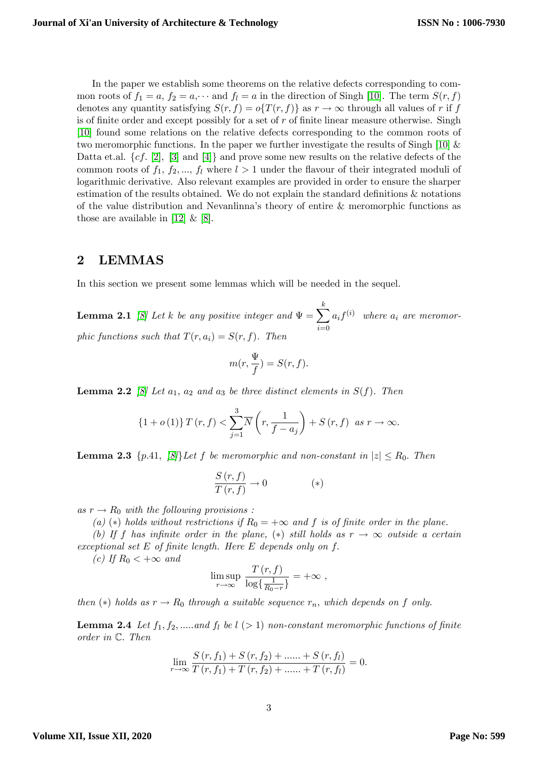In the paper we establish some theorems on the relative defects corresponding to common roots of $f_1 = a$, $f_2 = a, \cdots$ and $f_l = a$ in the direction of Singh [10]. The term $S(r, f)$ denotes any quantity satisfying $S(r, f) = o\{T(r, f)\}$ as $r \to \infty$ through all values of $r$ if $f$ is of finite order and except possibly for a set of $r$ of finite linear measure otherwise. Singh [10] found some relations on the relative defects corresponding to the common roots of two meromorphic functions. In the paper we further investigate the results of Singh [10] & Datta et.al. $\{cf.$ [2], [3] and [4]$\}$ and prove some new results on the relative defects of the common roots of $f_1$, $f_2$, ..., $f_l$ where $l > 1$ under the flavour of their integrated moduli of logarithmic derivative. Also relevant examples are provided in order to ensure the sharper estimation of the results obtained. We do not explain the standard definitions & notations of the value distribution and Nevanlinna's theory of entire & meromorphic functions as those are available in [12] & [8].

## 2 LEMMAS

In this section we present some lemmas which will be needed in the sequel.

**Lemma 2.1** *[8] Let $k$ be any positive integer and $\Psi = \sum_{i=0}^{k} a_i f^{(i)}$ where $a_i$ are meromorphic functions such that $T(r, a_i) = S(r, f)$. Then*

$$m(r, \frac{\Psi}{f}) = S(r, f).$$

**Lemma 2.2** *[8] Let $a_1$, $a_2$ and $a_3$ be three distinct elements in $S(f)$. Then*

$$\{1 + o(1)\} T(r, f) < \sum_{j=1}^{3} \overline{N}\left(r, \frac{1}{f - a_j}\right) + S(r, f) \text{ as } r \to \infty.$$

**Lemma 2.3** $\{p.41,$ [8]$\}$*Let $f$ be meromorphic and non-constant in $|z| \leq R_0$. Then*

$$\frac{S(r, f)}{T(r, f)} \to 0 \qquad\qquad (*)$$

*as $r \to R_0$ with the following provisions :*

*(a) $(*)$ holds without restrictions if $R_0 = +\infty$ and $f$ is of finite order in the plane.*

*(b) If $f$ has infinite order in the plane, $(*)$ still holds as $r \to \infty$ outside a certain exceptional set $E$ of finite length. Here $E$ depends only on $f$.*

*(c) If $R_0 < +\infty$ and*

$$\limsup_{r \to \infty} \frac{T(r, f)}{\log\{\frac{1}{R_0 - r}\}} = +\infty ,$$

*then $(*)$ holds as $r \to R_0$ through a suitable sequence $r_n$, which depends on $f$ only.*

**Lemma 2.4** *Let $f_1, f_2, .....$ and $f_l$ be $l$ $(> 1)$ non-constant meromorphic functions of finite order in $\mathbb{C}$. Then*

$$\lim_{r \to \infty} \frac{S(r, f_1) + S(r, f_2) + ...... + S(r, f_l)}{T(r, f_1) + T(r, f_2) + ...... + T(r, f_l)} = 0.$$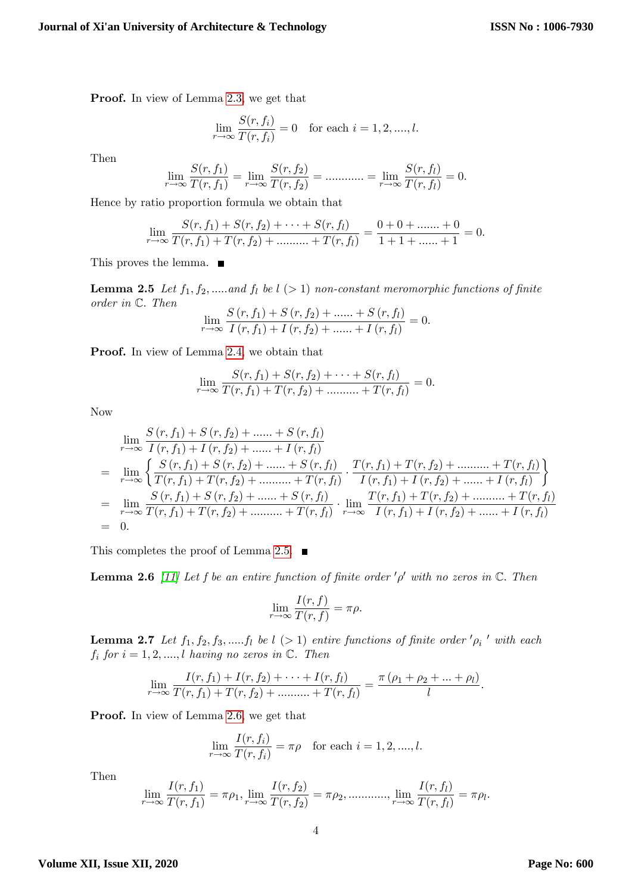**Proof.** In view of Lemma 2.3, we get that

$$\lim_{r\to\infty}\frac{S(r,f_i)}{T(r,f_i)}=0 \quad \text{for each } i=1,2,....,l.$$

Then

$$\lim_{r\to\infty}\frac{S(r,f_1)}{T(r,f_1)}=\lim_{r\to\infty}\frac{S(r,f_2)}{T(r,f_2)}=............=\lim_{r\to\infty}\frac{S(r,f_l)}{T(r,f_l)}=0.$$

Hence by ratio proportion formula we obtain that

$$\lim_{r\to\infty}\frac{S(r,f_1)+S(r,f_2)+\cdots+S(r,f_l)}{T(r,f_1)+T(r,f_2)+..........+T(r,f_l)}=\frac{0+0+.......+0}{1+1+......+1}=0.$$

This proves the lemma. ∎

**Lemma 2.5** *Let $f_1, f_2, .....$ and $f_l$ be $l\ (>1)$ non-constant meromorphic functions of finite order in $\mathbb{C}$. Then*

$$\lim_{r\to\infty}\frac{S\left(r,f_1\right)+S\left(r,f_2\right)+......+S\left(r,f_l\right)}{I\left(r,f_1\right)+I\left(r,f_2\right)+......+I\left(r,f_l\right)}=0.$$

**Proof.** In view of Lemma 2.4, we obtain that

$$\lim_{r\to\infty}\frac{S(r,f_1)+S(r,f_2)+\cdots+S(r,f_l)}{T(r,f_1)+T(r,f_2)+..........+T(r,f_l)}=0.$$

Now

$$\begin{aligned}
&\lim_{r\to\infty}\frac{S\left(r,f_1\right)+S\left(r,f_2\right)+......+S\left(r,f_l\right)}{I\left(r,f_1\right)+I\left(r,f_2\right)+......+I\left(r,f_l\right)}\\
=&\lim_{r\to\infty}\left\{\frac{S\left(r,f_1\right)+S\left(r,f_2\right)+......+S\left(r,f_l\right)}{T(r,f_1)+T(r,f_2)+..........+T(r,f_l)}\cdot\frac{T(r,f_1)+T(r,f_2)+..........+T(r,f_l)}{I\left(r,f_1\right)+I\left(r,f_2\right)+......+I\left(r,f_l\right)}\right\}\\
=&\lim_{r\to\infty}\frac{S\left(r,f_1\right)+S\left(r,f_2\right)+......+S\left(r,f_l\right)}{T(r,f_1)+T(r,f_2)+..........+T(r,f_l)}\cdot\lim_{r\to\infty}\frac{T(r,f_1)+T(r,f_2)+..........+T(r,f_l)}{I\left(r,f_1\right)+I\left(r,f_2\right)+......+I\left(r,f_l\right)}\\
=&\ 0.
\end{aligned}$$

This completes the proof of Lemma 2.5. ∎

**Lemma 2.6** [11] *Let $f$ be an entire function of finite order $'\rho'$ with no zeros in $\mathbb{C}$. Then*

$$\lim_{r\to\infty}\frac{I(r,f)}{T(r,f)}=\pi\rho.$$

**Lemma 2.7** *Let $f_1, f_2, f_3, .....f_l$ be $l\ (>1)$ entire functions of finite order $'\rho_i\,'$ with each $f_i$ for $i=1,2,....,l$ having no zeros in $\mathbb{C}$. Then*

$$\lim_{r\to\infty}\frac{I(r,f_1)+I(r,f_2)+\cdots+I(r,f_l)}{T(r,f_1)+T(r,f_2)+..........+T(r,f_l)}=\frac{\pi\left(\rho_1+\rho_2+...+\rho_l\right)}{l}.$$

**Proof.** In view of Lemma 2.6, we get that

$$\lim_{r\to\infty}\frac{I(r,f_i)}{T(r,f_i)}=\pi\rho \quad \text{for each } i=1,2,....,l.$$

Then

$$\lim_{r\to\infty}\frac{I(r,f_1)}{T(r,f_1)}=\pi\rho_1, \lim_{r\to\infty}\frac{I(r,f_2)}{T(r,f_2)}=\pi\rho_2, ............, \lim_{r\to\infty}\frac{I(r,f_l)}{T(r,f_l)}=\pi\rho_l.$$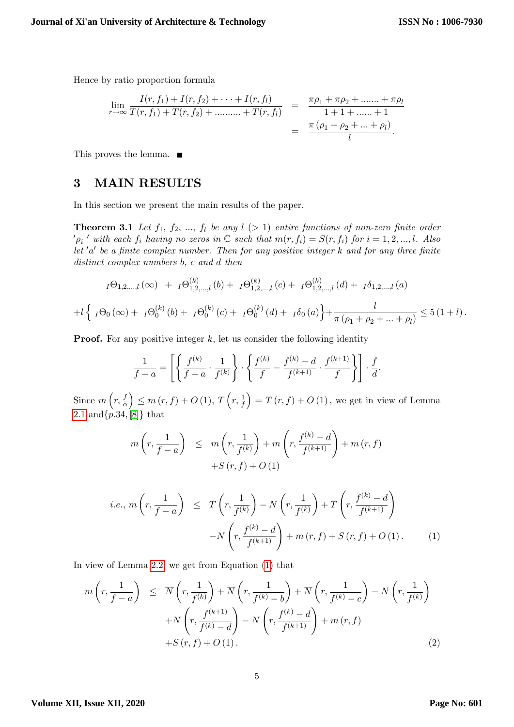Hence by ratio proportion formula

$$
\begin{aligned}
\lim_{r\to\infty} \frac{I(r,f_1)+I(r,f_2)+\cdots+I(r,f_l)}{T(r,f_1)+T(r,f_2)+\ldots\ldots\ldots+T(r,f_l)} &= \frac{\pi\rho_1+\pi\rho_2+\ldots\ldots+\pi\rho_l}{1+1+\ldots\ldots+1} \\
&= \frac{\pi\left(\rho_1+\rho_2+\ldots+\rho_l\right)}{l}.
\end{aligned}
$$

This proves the lemma. ∎

## 3 MAIN RESULTS

In this section we present the main results of the paper.

**Theorem 3.1** *Let $f_1$, $f_2$, ..., $f_l$ be any $l$ $(>1)$ entire functions of non-zero finite order $'\rho_i{}'$ with each $f_i$ having no zeros in $\mathbb{C}$ such that $m(r,f_i)=S(r,f_i)$ for $i=1,2,...,l$. Also let $'a'$ be a finite complex number. Then for any positive integer $k$ and for any three finite distinct complex numbers $b$, $c$ and $d$ then*

$$
{}_I\Theta_{1,2,\ldots,l}(\infty) + {}_I\Theta^{(k)}_{1,2,\ldots,l}(b) + {}_I\Theta^{(k)}_{1,2,\ldots,l}(c) + {}_I\Theta^{(k)}_{1,2,\ldots,l}(d) + {}_I\delta_{1,2,\ldots,l}(a)
$$

$$
+l\left\{ {}_I\Theta_0(\infty) + {}_I\Theta^{(k)}_0(b) + {}_I\Theta^{(k)}_0(c) + {}_I\Theta^{(k)}_0(d) + {}_I\delta_0(a)\right\} + \frac{l}{\pi\left(\rho_1+\rho_2+\ldots+\rho_l\right)} \leq 5\left(1+l\right).
$$

**Proof.** For any positive integer $k$, let us consider the following identity

$$
\frac{1}{f-a} = \left[\left\{\frac{f^{(k)}}{f-a}\cdot\frac{1}{f^{(k)}}\right\}\cdot\left\{\frac{f^{(k)}}{f} - \frac{f^{(k)}-d}{f^{(k+1)}}\cdot\frac{f^{(k+1)}}{f}\right\}\right]\cdot\frac{f}{d}.
$$

Since $m\left(r,\frac{f}{\alpha}\right) \leq m\left(r,f\right)+O\left(1\right)$, $T\left(r,\frac{1}{f}\right) = T\left(r,f\right)+O\left(1\right)$, we get in view of Lemma 2.1 and{$p.34$, [8]} that

$$
\begin{aligned}
m\left(r,\frac{1}{f-a}\right) &\leq m\left(r,\frac{1}{f^{(k)}}\right) + m\left(r,\frac{f^{(k)}-d}{f^{(k+1)}}\right) + m\left(r,f\right) \\
&\quad + S\left(r,f\right)+O\left(1\right)
\end{aligned}
$$

$$
\begin{aligned}
i.e.,\ m\left(r,\frac{1}{f-a}\right) &\leq T\left(r,\frac{1}{f^{(k)}}\right) - N\left(r,\frac{1}{f^{(k)}}\right) + T\left(r,\frac{f^{(k)}-d}{f^{(k+1)}}\right) \\
&\quad - N\left(r,\frac{f^{(k)}-d}{f^{(k+1)}}\right) + m\left(r,f\right) + S\left(r,f\right) + O\left(1\right). \qquad (1)
\end{aligned}
$$

In view of Lemma 2.2, we get from Equation (1) that

$$
\begin{aligned}
m\left(r,\frac{1}{f-a}\right) &\leq \overline{N}\left(r,\frac{1}{f^{(k)}}\right) + \overline{N}\left(r,\frac{1}{f^{(k)}-b}\right) + \overline{N}\left(r,\frac{1}{f^{(k)}-c}\right) - N\left(r,\frac{1}{f^{(k)}}\right) \\
&\quad + N\left(r,\frac{f^{(k+1)}}{f^{(k)}-d}\right) - N\left(r,\frac{f^{(k)}-d}{f^{(k+1)}}\right) + m\left(r,f\right) \\
&\quad + S\left(r,f\right) + O\left(1\right). \qquad (2)
\end{aligned}
$$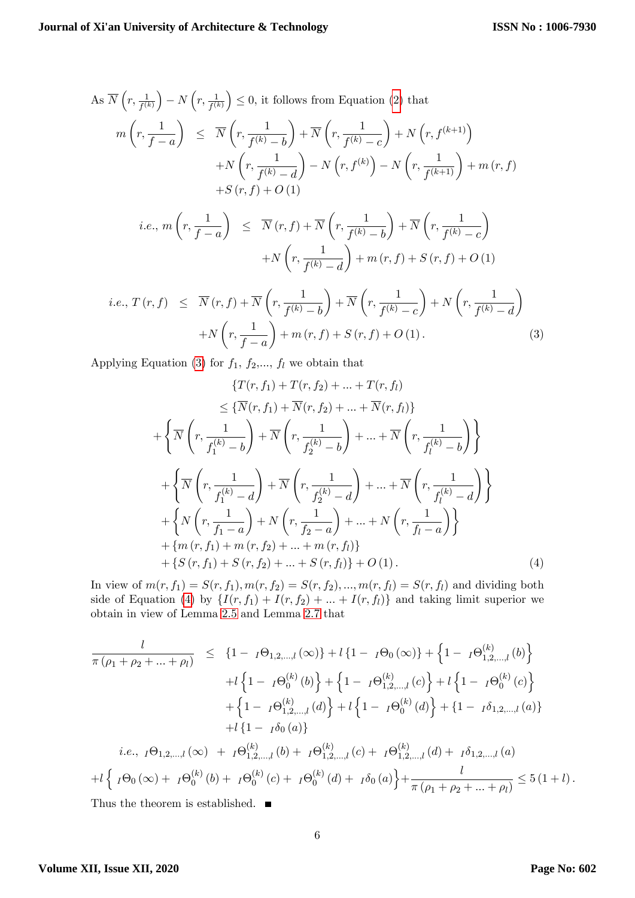As $\overline{N}\left(r,\frac{1}{f^{(k)}}\right)-N\left(r,\frac{1}{f^{(k)}}\right)\leq 0$, it follows from Equation (2) that

$$
\begin{aligned}
m\left(r,\frac{1}{f-a}\right) \leq\; & \overline{N}\left(r,\frac{1}{f^{(k)}-b}\right)+\overline{N}\left(r,\frac{1}{f^{(k)}-c}\right)+N\left(r,f^{(k+1)}\right) \\
& +N\left(r,\frac{1}{f^{(k)}-d}\right)-N\left(r,f^{(k)}\right)-N\left(r,\frac{1}{f^{(k+1)}}\right)+m\left(r,f\right) \\
& +S\left(r,f\right)+O\left(1\right)
\end{aligned}
$$

$$
\begin{aligned}
i.e.,\ m\left(r,\frac{1}{f-a}\right) \leq\; & \overline{N}\left(r,f\right)+\overline{N}\left(r,\frac{1}{f^{(k)}-b}\right)+\overline{N}\left(r,\frac{1}{f^{(k)}-c}\right) \\
& +N\left(r,\frac{1}{f^{(k)}-d}\right)+m\left(r,f\right)+S\left(r,f\right)+O\left(1\right)
\end{aligned}
$$

$$
\begin{aligned}
i.e.,\ T\left(r,f\right) \leq\; & \overline{N}\left(r,f\right)+\overline{N}\left(r,\frac{1}{f^{(k)}-b}\right)+\overline{N}\left(r,\frac{1}{f^{(k)}-c}\right)+N\left(r,\frac{1}{f^{(k)}-d}\right) \\
& +N\left(r,\frac{1}{f-a}\right)+m\left(r,f\right)+S\left(r,f\right)+O\left(1\right). \qquad (3)
\end{aligned}
$$

Applying Equation (3) for $f_1$, $f_2$,..., $f_l$ we obtain that

$$
\begin{aligned}
& \{T(r,f_1)+T(r,f_2)+...+T(r,f_l)\} \\
& \leq \{\overline{N}(r,f_1)+\overline{N}(r,f_2)+...+\overline{N}(r,f_l)\} \\
& +\left\{\overline{N}\left(r,\frac{1}{f_1^{(k)}-b}\right)+\overline{N}\left(r,\frac{1}{f_2^{(k)}-b}\right)+...+\overline{N}\left(r,\frac{1}{f_l^{(k)}-b}\right)\right\} \\
& +\left\{\overline{N}\left(r,\frac{1}{f_1^{(k)}-d}\right)+\overline{N}\left(r,\frac{1}{f_2^{(k)}-d}\right)+...+\overline{N}\left(r,\frac{1}{f_l^{(k)}-d}\right)\right\} \\
& +\left\{N\left(r,\frac{1}{f_1-a}\right)+N\left(r,\frac{1}{f_2-a}\right)+...+N\left(r,\frac{1}{f_l-a}\right)\right\} \\
& +\{m\left(r,f_1\right)+m\left(r,f_2\right)+...+m\left(r,f_l\right)\} \\
& +\{S\left(r,f_1\right)+S\left(r,f_2\right)+...+S\left(r,f_l\right)\}+O\left(1\right). \qquad (4)
\end{aligned}
$$

In view of $m(r,f_1)=S(r,f_1), m(r,f_2)=S(r,f_2),...,m(r,f_l)=S(r,f_l)$ and dividing both side of Equation (4) by $\{I(r,f_1)+I(r,f_2)+...+I(r,f_l)\}$ and taking limit superior we obtain in view of Lemma 2.5 and Lemma 2.7 that

$$
\begin{aligned}
\frac{l}{\pi\left(\rho_1+\rho_2+...+\rho_l\right)} \leq\; & \{1-\ {}_I\Theta_{1,2,...,l}\left(\infty\right)\}+l\{1-\ {}_I\Theta_0\left(\infty\right)\}+\left\{1-\ {}_I\Theta_{1,2,...,l}^{(k)}\left(b\right)\right\} \\
& +l\left\{1-\ {}_I\Theta_0^{(k)}\left(b\right)\right\}+\left\{1-\ {}_I\Theta_{1,2,...,l}^{(k)}\left(c\right)\right\}+l\left\{1-\ {}_I\Theta_0^{(k)}\left(c\right)\right\} \\
& +\left\{1-\ {}_I\Theta_{1,2,...,l}^{(k)}\left(d\right)\right\}+l\left\{1-\ {}_I\Theta_0^{(k)}\left(d\right)\right\}+\{1-\ {}_I\delta_{1,2,...,l}\left(a\right)\} \\
& +l\{1-\ {}_I\delta_0\left(a\right)\}
\end{aligned}
$$

$$
i.e.,\ {}_I\Theta_{1,2,...,l}\left(\infty\right)\ +\ {}_I\Theta_{1,2,...,l}^{(k)}\left(b\right)+\ {}_I\Theta_{1,2,...,l}^{(k)}\left(c\right)+\ {}_I\Theta_{1,2,...,l}^{(k)}\left(d\right)+\ {}_I\delta_{1,2,...,l}\left(a\right)
$$

$$
+l\left\{\ {}_I\Theta_0\left(\infty\right)+\ {}_I\Theta_0^{(k)}\left(b\right)+\ {}_I\Theta_0^{(k)}\left(c\right)+\ {}_I\Theta_0^{(k)}\left(d\right)+\ {}_I\delta_0\left(a\right)\right\}+\frac{l}{\pi\left(\rho_1+\rho_2+...+\rho_l\right)}\leq 5\left(1+l\right).
$$

Thus the theorem is established. ∎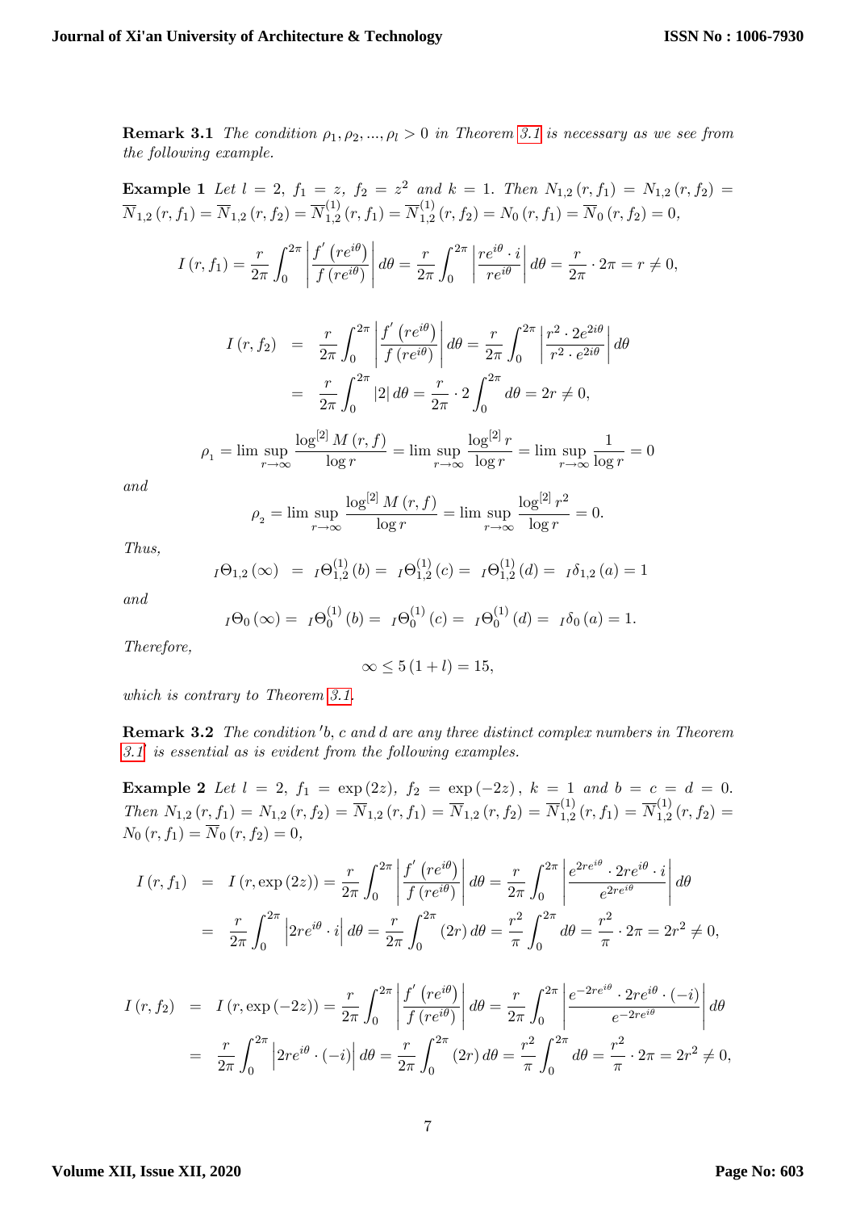**Remark 3.1** *The condition $\rho_1, \rho_2, ..., \rho_l > 0$ in Theorem 3.1 is necessary as we see from the following example.*

**Example 1** *Let $l = 2$, $f_1 = z$, $f_2 = z^2$ and $k = 1$. Then $N_{1,2}(r, f_1) = N_{1,2}(r, f_2) = \overline{N}_{1,2}(r, f_1) = \overline{N}_{1,2}(r, f_2) = \overline{N}^{(1)}_{1,2}(r, f_1) = \overline{N}^{(1)}_{1,2}(r, f_2) = N_0(r, f_1) = \overline{N}_0(r, f_2) = 0$,*

$$I(r, f_1) = \frac{r}{2\pi}\int_0^{2\pi}\left|\frac{f'(re^{i\theta})}{f(re^{i\theta})}\right|d\theta = \frac{r}{2\pi}\int_0^{2\pi}\left|\frac{re^{i\theta}\cdot i}{re^{i\theta}}\right|d\theta = \frac{r}{2\pi}\cdot 2\pi = r \neq 0,$$

$$\begin{aligned} I(r, f_2) &= \frac{r}{2\pi}\int_0^{2\pi}\left|\frac{f'(re^{i\theta})}{f(re^{i\theta})}\right|d\theta = \frac{r}{2\pi}\int_0^{2\pi}\left|\frac{r^2\cdot 2e^{2i\theta}}{r^2\cdot e^{2i\theta}}\right|d\theta \\ &= \frac{r}{2\pi}\int_0^{2\pi}|2|\,d\theta = \frac{r}{2\pi}\cdot 2\int_0^{2\pi}d\theta = 2r \neq 0, \end{aligned}$$

$$\rho_1 = \limsup_{r\to\infty}\frac{\log^{[2]}M(r, f)}{\log r} = \limsup_{r\to\infty}\frac{\log^{[2]}r}{\log r} = \limsup_{r\to\infty}\frac{1}{\log r} = 0$$

*and*

$$\rho_2 = \limsup_{r\to\infty}\frac{\log^{[2]}M(r, f)}{\log r} = \limsup_{r\to\infty}\frac{\log^{[2]}r^2}{\log r} = 0.$$

*Thus,*

$${}_I\Theta_{1,2}(\infty) = {}_I\Theta^{(1)}_{1,2}(b) = {}_I\Theta^{(1)}_{1,2}(c) = {}_I\Theta^{(1)}_{1,2}(d) = {}_I\delta_{1,2}(a) = 1$$

*and*

$${}_I\Theta_0(\infty) = {}_I\Theta^{(1)}_0(b) = {}_I\Theta^{(1)}_0(c) = {}_I\Theta^{(1)}_0(d) = {}_I\delta_0(a) = 1.$$

*Therefore,*

$$\infty \leq 5(1 + l) = 15,$$

*which is contrary to Theorem 3.1.*

**Remark 3.2** *The condition 'b, c and d are any three distinct complex numbers in Theorem 3.1 is essential as is evident from the following examples.*

**Example 2** *Let $l = 2$, $f_1 = \exp(2z)$, $f_2 = \exp(-2z)$, $k = 1$ and $b = c = d = 0$. Then $N_{1,2}(r, f_1) = N_{1,2}(r, f_2) = \overline{N}_{1,2}(r, f_1) = \overline{N}_{1,2}(r, f_2) = \overline{N}^{(1)}_{1,2}(r, f_1) = \overline{N}^{(1)}_{1,2}(r, f_2) = N_0(r, f_1) = \overline{N}_0(r, f_2) = 0$,*

$$\begin{aligned} I(r, f_1) &= I(r, \exp(2z)) = \frac{r}{2\pi}\int_0^{2\pi}\left|\frac{f'(re^{i\theta})}{f(re^{i\theta})}\right|d\theta = \frac{r}{2\pi}\int_0^{2\pi}\left|\frac{e^{2re^{i\theta}}\cdot 2re^{i\theta}\cdot i}{e^{2re^{i\theta}}}\right|d\theta \\ &= \frac{r}{2\pi}\int_0^{2\pi}\left|2re^{i\theta}\cdot i\right|d\theta = \frac{r}{2\pi}\int_0^{2\pi}(2r)\,d\theta = \frac{r^2}{\pi}\int_0^{2\pi}d\theta = \frac{r^2}{\pi}\cdot 2\pi = 2r^2 \neq 0, \end{aligned}$$

$$\begin{aligned} I(r, f_2) &= I(r, \exp(-2z)) = \frac{r}{2\pi}\int_0^{2\pi}\left|\frac{f'(re^{i\theta})}{f(re^{i\theta})}\right|d\theta = \frac{r}{2\pi}\int_0^{2\pi}\left|\frac{e^{-2re^{i\theta}}\cdot 2re^{i\theta}\cdot(-i)}{e^{-2re^{i\theta}}}\right|d\theta \\ &= \frac{r}{2\pi}\int_0^{2\pi}\left|2re^{i\theta}\cdot(-i)\right|d\theta = \frac{r}{2\pi}\int_0^{2\pi}(2r)\,d\theta = \frac{r^2}{\pi}\int_0^{2\pi}d\theta = \frac{r^2}{\pi}\cdot 2\pi = 2r^2 \neq 0, \end{aligned}$$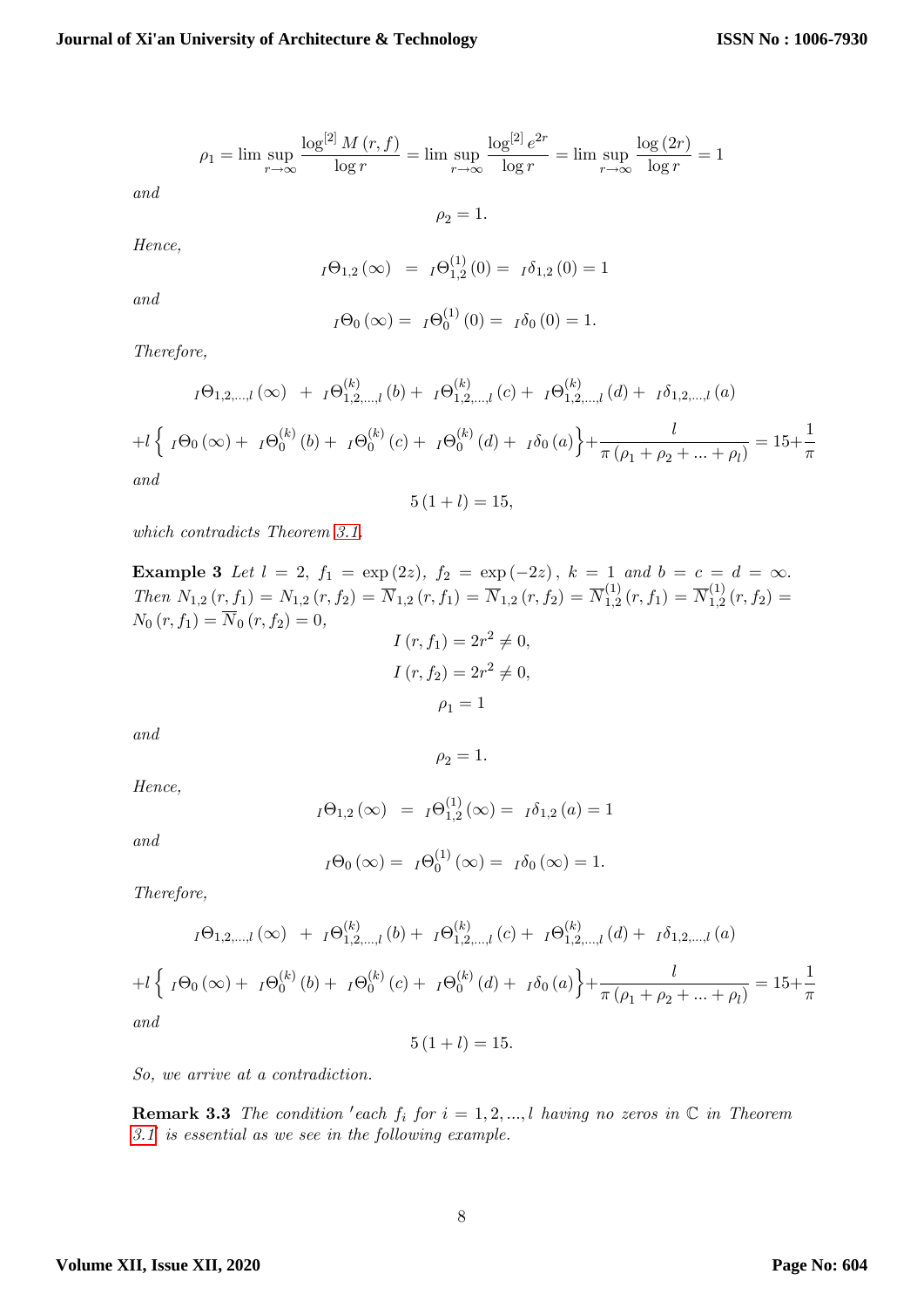$$\rho_1 = \limsup_{r\to\infty} \frac{\log^{[2]} M(r,f)}{\log r} = \limsup_{r\to\infty} \frac{\log^{[2]} e^{2r}}{\log r} = \limsup_{r\to\infty} \frac{\log(2r)}{\log r} = 1$$

*and*

$$\rho_2 = 1.$$

*Hence,*

$${}_I\Theta_{1,2}(\infty) = {}_I\Theta_{1,2}^{(1)}(0) = {}_I\delta_{1,2}(0) = 1$$

*and*

$${}_I\Theta_0(\infty) = {}_I\Theta_0^{(1)}(0) = {}_I\delta_0(0) = 1.$$

*Therefore,*

$${}_I\Theta_{1,2,\ldots,l}(\infty) + {}_I\Theta_{1,2,\ldots,l}^{(k)}(b) + {}_I\Theta_{1,2,\ldots,l}^{(k)}(c) + {}_I\Theta_{1,2,\ldots,l}^{(k)}(d) + {}_I\delta_{1,2,\ldots,l}(a)$$

$$+l\left\{ {}_I\Theta_0(\infty) + {}_I\Theta_0^{(k)}(b) + {}_I\Theta_0^{(k)}(c) + {}_I\Theta_0^{(k)}(d) + {}_I\delta_0(a)\right\} + \frac{l}{\pi(\rho_1+\rho_2+\ldots+\rho_l)} = 15 + \frac{1}{\pi}$$

*and*

$$5(1+l) = 15,$$

*which contradicts Theorem 3.1.*

**Example 3** *Let* $l = 2$, $f_1 = \exp(2z)$, $f_2 = \exp(-2z)$, $k = 1$ *and* $b = c = d = \infty$. *Then* $N_{1,2}(r,f_1) = N_{1,2}(r,f_2) = \overline{N}_{1,2}(r,f_1) = \overline{N}_{1,2}(r,f_2) = \overline{N}_{1,2}^{(1)}(r,f_1) = \overline{N}_{1,2}^{(1)}(r,f_2) = N_0(r,f_1) = \overline{N}_0(r,f_2) = 0$,

$$I(r,f_1) = 2r^2 \neq 0,$$

$$I(r,f_2) = 2r^2 \neq 0,$$

$$\rho_1 = 1$$

*and*

$$\rho_2 = 1.$$

*Hence,*

$${}_I\Theta_{1,2}(\infty) = {}_I\Theta_{1,2}^{(1)}(\infty) = {}_I\delta_{1,2}(a) = 1$$

*and*

$${}_I\Theta_0(\infty) = {}_I\Theta_0^{(1)}(\infty) = {}_I\delta_0(\infty) = 1.$$

*Therefore,*

$${}_I\Theta_{1,2,\ldots,l}(\infty) + {}_I\Theta_{1,2,\ldots,l}^{(k)}(b) + {}_I\Theta_{1,2,\ldots,l}^{(k)}(c) + {}_I\Theta_{1,2,\ldots,l}^{(k)}(d) + {}_I\delta_{1,2,\ldots,l}(a)$$

$$+l\left\{ {}_I\Theta_0(\infty) + {}_I\Theta_0^{(k)}(b) + {}_I\Theta_0^{(k)}(c) + {}_I\Theta_0^{(k)}(d) + {}_I\delta_0(a)\right\} + \frac{l}{\pi(\rho_1+\rho_2+\ldots+\rho_l)} = 15 + \frac{1}{\pi}$$

*and*

$$5(1+l) = 15.$$

*So, we arrive at a contradiction.*

**Remark 3.3** *The condition 'each* $f_i$ *for* $i = 1, 2, ..., l$ *having no zeros in* $\mathbb{C}$ *in Theorem 3.1' is essential as we see in the following example.*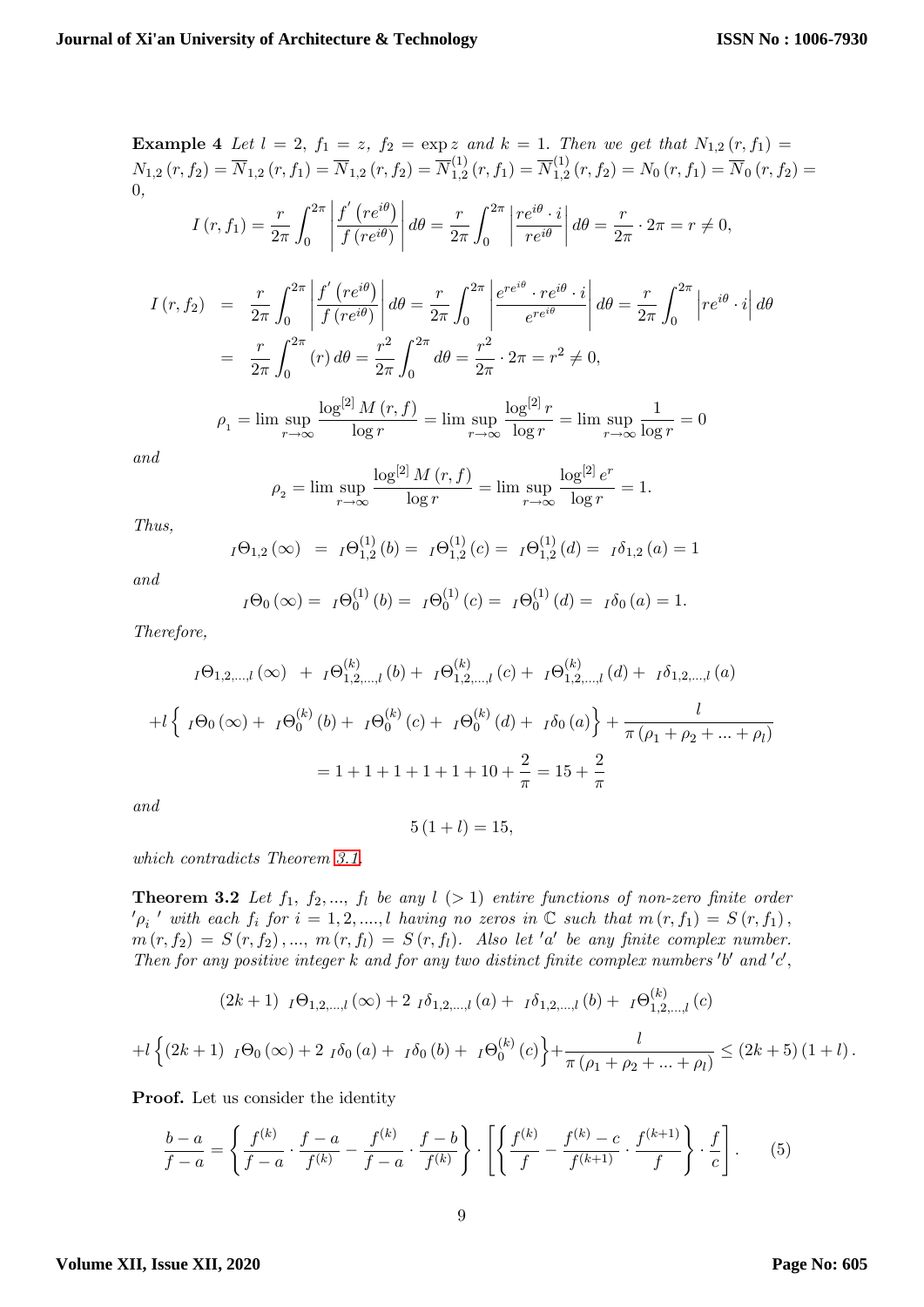**Example 4** *Let $l = 2$, $f_1 = z$, $f_2 = \exp z$ and $k = 1$. Then we get that $N_{1,2}(r, f_1) = N_{1,2}(r, f_2) = \overline{N}_{1,2}(r, f_1) = \overline{N}_{1,2}(r, f_2) = \overline{N}^{(1)}_{1,2}(r, f_1) = \overline{N}^{(1)}_{1,2}(r, f_2) = N_0(r, f_1) = \overline{N}_0(r, f_2) = 0$,*

$$I(r, f_1) = \frac{r}{2\pi}\int_0^{2\pi}\left|\frac{f'\left(re^{i\theta}\right)}{f\left(re^{i\theta}\right)}\right|d\theta = \frac{r}{2\pi}\int_0^{2\pi}\left|\frac{re^{i\theta}\cdot i}{re^{i\theta}}\right|d\theta = \frac{r}{2\pi}\cdot 2\pi = r \neq 0,$$

$$\begin{aligned} I(r, f_2) &= \frac{r}{2\pi}\int_0^{2\pi}\left|\frac{f'\left(re^{i\theta}\right)}{f\left(re^{i\theta}\right)}\right|d\theta = \frac{r}{2\pi}\int_0^{2\pi}\left|\frac{e^{re^{i\theta}}\cdot re^{i\theta}\cdot i}{e^{re^{i\theta}}}\right|d\theta = \frac{r}{2\pi}\int_0^{2\pi}\left|re^{i\theta}\cdot i\right|d\theta \\ &= \frac{r}{2\pi}\int_0^{2\pi}(r)\,d\theta = \frac{r^2}{2\pi}\int_0^{2\pi}d\theta = \frac{r^2}{2\pi}\cdot 2\pi = r^2 \neq 0, \end{aligned}$$

$$\rho_1 = \limsup_{r\to\infty}\frac{\log^{[2]} M(r, f)}{\log r} = \limsup_{r\to\infty}\frac{\log^{[2]} r}{\log r} = \limsup_{r\to\infty}\frac{1}{\log r} = 0$$

*and*

$$\rho_2 = \limsup_{r\to\infty}\frac{\log^{[2]} M(r, f)}{\log r} = \limsup_{r\to\infty}\frac{\log^{[2]} e^r}{\log r} = 1.$$

*Thus,*

$${}_I\Theta_{1,2}(\infty) = {}_I\Theta^{(1)}_{1,2}(b) = {}_I\Theta^{(1)}_{1,2}(c) = {}_I\Theta^{(1)}_{1,2}(d) = {}_I\delta_{1,2}(a) = 1$$

*and*

$${}_I\Theta_0(\infty) = {}_I\Theta^{(1)}_0(b) = {}_I\Theta^{(1)}_0(c) = {}_I\Theta^{(1)}_0(d) = {}_I\delta_0(a) = 1.$$

*Therefore,*

$$\begin{gathered} {}_I\Theta_{1,2,\ldots,l}(\infty) + {}_I\Theta^{(k)}_{1,2,\ldots,l}(b) + {}_I\Theta^{(k)}_{1,2,\ldots,l}(c) + {}_I\Theta^{(k)}_{1,2,\ldots,l}(d) + {}_I\delta_{1,2,\ldots,l}(a) \\ +l\left\{ {}_I\Theta_0(\infty) + {}_I\Theta^{(k)}_0(b) + {}_I\Theta^{(k)}_0(c) + {}_I\Theta^{(k)}_0(d) + {}_I\delta_0(a)\right\} + \frac{l}{\pi(\rho_1 + \rho_2 + \ldots + \rho_l)} \\ = 1 + 1 + 1 + 1 + 1 + 10 + \frac{2}{\pi} = 15 + \frac{2}{\pi} \end{gathered}$$

*and*

$$5(1 + l) = 15,$$

*which contradicts Theorem 3.1.*

**Theorem 3.2** *Let $f_1, f_2, \ldots, f_l$ be any $l\ (>1)$ entire functions of non-zero finite order $'\rho_i\,'$ with each $f_i$ for $i = 1, 2, \ldots, l$ having no zeros in $\mathbb{C}$ such that $m(r, f_1) = S(r, f_1)$, $m(r, f_2) = S(r, f_2), \ldots, m(r, f_l) = S(r, f_l)$. Also let $'a'$ be any finite complex number. Then for any positive integer $k$ and for any two distinct finite complex numbers $'b'$ and $'c'$,*

$$\begin{gathered} (2k+1)\ {}_I\Theta_{1,2,\ldots,l}(\infty) + 2\ {}_I\delta_{1,2,\ldots,l}(a) + {}_I\delta_{1,2,\ldots,l}(b) + {}_I\Theta^{(k)}_{1,2,\ldots,l}(c) \\ +l\left\{(2k+1)\ {}_I\Theta_0(\infty) + 2\ {}_I\delta_0(a) + {}_I\delta_0(b) + {}_I\Theta^{(k)}_0(c)\right\} + \frac{l}{\pi(\rho_1 + \rho_2 + \ldots + \rho_l)} \leq (2k+5)(1+l). \end{gathered}$$

**Proof.** Let us consider the identity

$$\frac{b-a}{f-a} = \left\{\frac{f^{(k)}}{f-a}\cdot\frac{f-a}{f^{(k)}} - \frac{f^{(k)}}{f-a}\cdot\frac{f-b}{f^{(k)}}\right\}\cdot\left[\left\{\frac{f^{(k)}}{f} - \frac{f^{(k)}-c}{f^{(k+1)}}\cdot\frac{f^{(k+1)}}{f}\right\}\cdot\frac{f}{c}\right]. \qquad (5)$$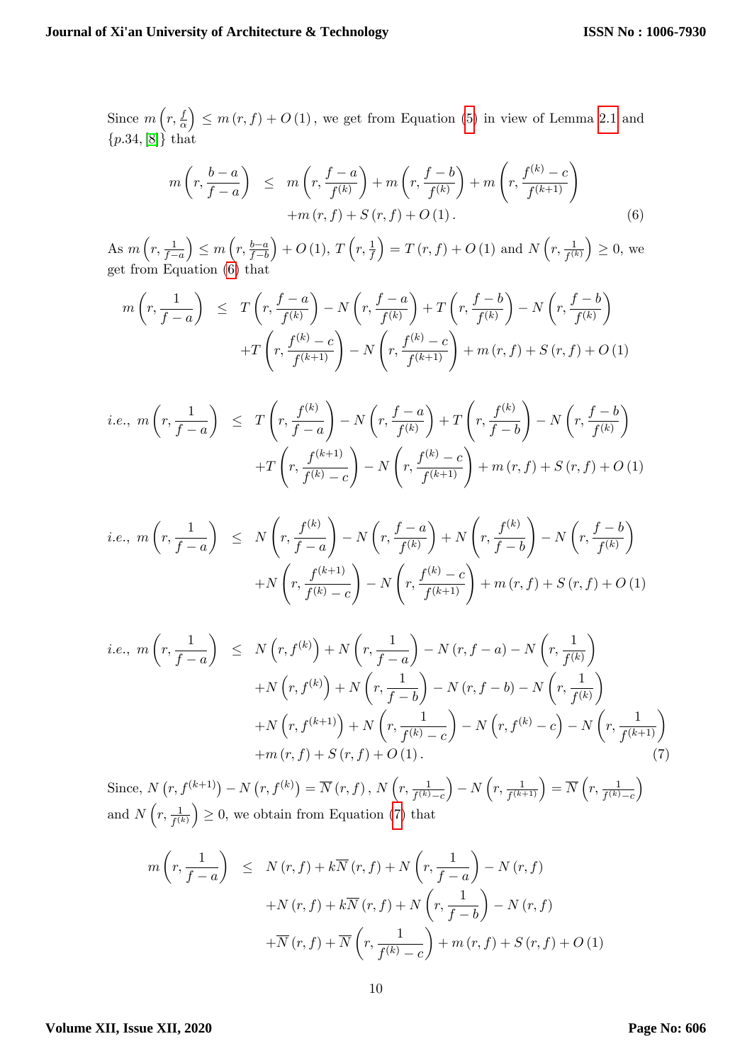Since $m\left(r,\frac{f}{\alpha}\right) \leq m\left(r,f\right)+O\left(1\right),$ we get from Equation (5) in view of Lemma 2.1 and $\{p.34,[8]\}$ that

$$
\begin{aligned}
m\left(r,\frac{b-a}{f-a}\right) \;\leq\; & m\left(r,\frac{f-a}{f^{(k)}}\right)+m\left(r,\frac{f-b}{f^{(k)}}\right)+m\left(r,\frac{f^{(k)}-c}{f^{(k+1)}}\right) \\
& +m\left(r,f\right)+S\left(r,f\right)+O\left(1\right). \qquad (6)
\end{aligned}
$$

As $m\left(r,\frac{1}{f-a}\right) \leq m\left(r,\frac{b-a}{f-b}\right)+O\left(1\right)$, $T\left(r,\frac{1}{f}\right)=T\left(r,f\right)+O\left(1\right)$ and $N\left(r,\frac{1}{f^{(k)}}\right)\geq 0$, we get from Equation (6) that

$$
\begin{aligned}
m\left(r,\frac{1}{f-a}\right) \;\leq\; & T\left(r,\frac{f-a}{f^{(k)}}\right)-N\left(r,\frac{f-a}{f^{(k)}}\right)+T\left(r,\frac{f-b}{f^{(k)}}\right)-N\left(r,\frac{f-b}{f^{(k)}}\right) \\
& +T\left(r,\frac{f^{(k)}-c}{f^{(k+1)}}\right)-N\left(r,\frac{f^{(k)}-c}{f^{(k+1)}}\right)+m\left(r,f\right)+S\left(r,f\right)+O\left(1\right)
\end{aligned}
$$

$$
\begin{aligned}
i.e.,\ m\left(r,\frac{1}{f-a}\right) \;\leq\; & T\left(r,\frac{f^{(k)}}{f-a}\right)-N\left(r,\frac{f-a}{f^{(k)}}\right)+T\left(r,\frac{f^{(k)}}{f-b}\right)-N\left(r,\frac{f-b}{f^{(k)}}\right) \\
& +T\left(r,\frac{f^{(k+1)}}{f^{(k)}-c}\right)-N\left(r,\frac{f^{(k)}-c}{f^{(k+1)}}\right)+m\left(r,f\right)+S\left(r,f\right)+O\left(1\right)
\end{aligned}
$$

$$
\begin{aligned}
i.e.,\ m\left(r,\frac{1}{f-a}\right) \;\leq\; & N\left(r,\frac{f^{(k)}}{f-a}\right)-N\left(r,\frac{f-a}{f^{(k)}}\right)+N\left(r,\frac{f^{(k)}}{f-b}\right)-N\left(r,\frac{f-b}{f^{(k)}}\right) \\
& +N\left(r,\frac{f^{(k+1)}}{f^{(k)}-c}\right)-N\left(r,\frac{f^{(k)}-c}{f^{(k+1)}}\right)+m\left(r,f\right)+S\left(r,f\right)+O\left(1\right)
\end{aligned}
$$

$$
\begin{aligned}
i.e.,\ m\left(r,\frac{1}{f-a}\right) \;\leq\; & N\left(r,f^{(k)}\right)+N\left(r,\frac{1}{f-a}\right)-N\left(r,f-a\right)-N\left(r,\frac{1}{f^{(k)}}\right) \\
& +N\left(r,f^{(k)}\right)+N\left(r,\frac{1}{f-b}\right)-N\left(r,f-b\right)-N\left(r,\frac{1}{f^{(k)}}\right) \\
& +N\left(r,f^{(k+1)}\right)+N\left(r,\frac{1}{f^{(k)}-c}\right)-N\left(r,f^{(k)}-c\right)-N\left(r,\frac{1}{f^{(k+1)}}\right) \\
& +m\left(r,f\right)+S\left(r,f\right)+O\left(1\right). \qquad (7)
\end{aligned}
$$

Since, $N\left(r,f^{(k+1)}\right)-N\left(r,f^{(k)}\right)=\overline{N}\left(r,f\right),$ $N\left(r,\frac{1}{f^{(k)}-c}\right)-N\left(r,\frac{1}{f^{(k+1)}}\right)=\overline{N}\left(r,\frac{1}{f^{(k)}-c}\right)$ and $N\left(r,\frac{1}{f^{(k)}}\right)\geq 0$, we obtain from Equation (7) that

$$
\begin{aligned}
m\left(r,\frac{1}{f-a}\right) \;\leq\; & N\left(r,f\right)+k\overline{N}\left(r,f\right)+N\left(r,\frac{1}{f-a}\right)-N\left(r,f\right) \\
& +N\left(r,f\right)+k\overline{N}\left(r,f\right)+N\left(r,\frac{1}{f-b}\right)-N\left(r,f\right) \\
& +\overline{N}\left(r,f\right)+\overline{N}\left(r,\frac{1}{f^{(k)}-c}\right)+m\left(r,f\right)+S\left(r,f\right)+O\left(1\right)
\end{aligned}
$$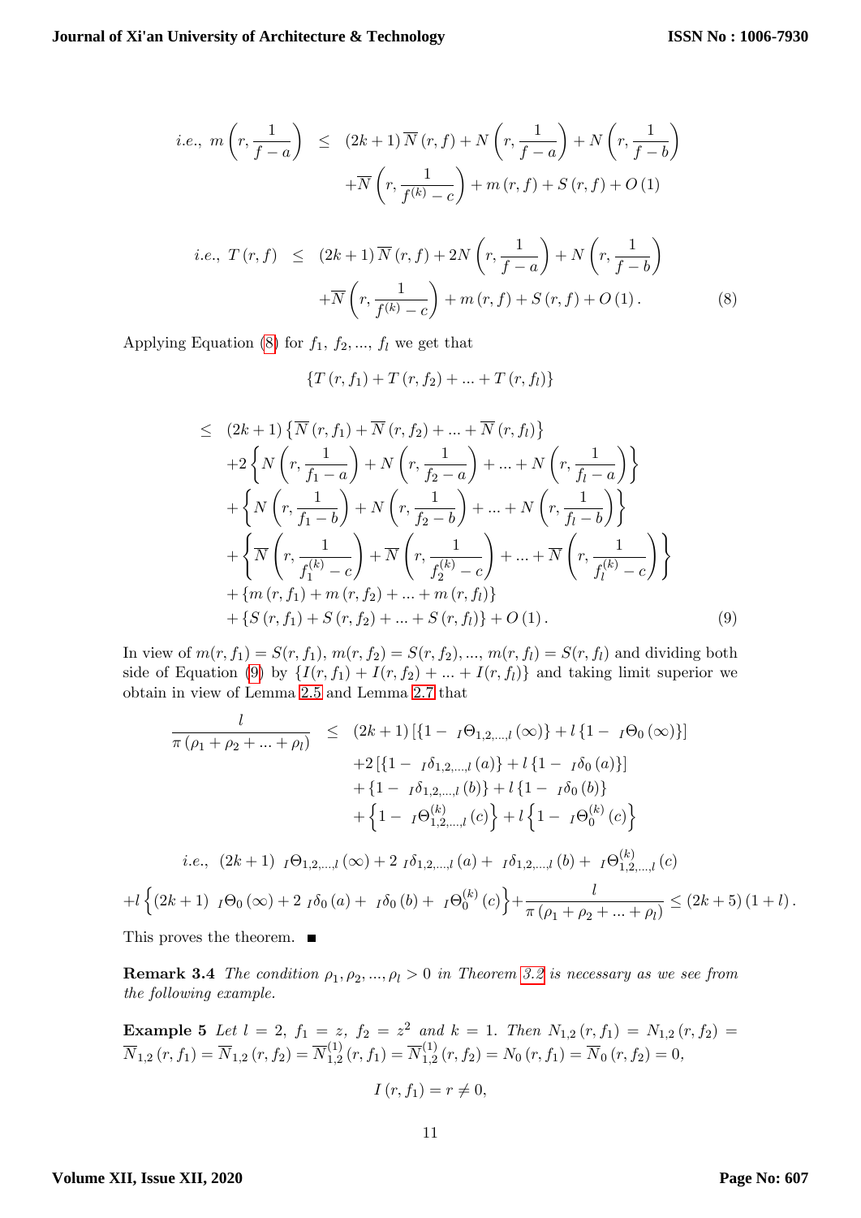$$
\begin{aligned}
i.e.,\ m\left(r,\frac{1}{f-a}\right) &\leq (2k+1)\,\overline{N}(r,f)+N\left(r,\frac{1}{f-a}\right)+N\left(r,\frac{1}{f-b}\right)\\
&\quad +\overline{N}\left(r,\frac{1}{f^{(k)}-c}\right)+m(r,f)+S(r,f)+O(1)
\end{aligned}
$$

$$
\begin{aligned}
i.e.,\ T(r,f) &\leq (2k+1)\,\overline{N}(r,f)+2N\left(r,\frac{1}{f-a}\right)+N\left(r,\frac{1}{f-b}\right)\\
&\quad +\overline{N}\left(r,\frac{1}{f^{(k)}-c}\right)+m(r,f)+S(r,f)+O(1). \qquad (8)
\end{aligned}
$$

Applying Equation (8) for $f_1,\ f_2, ...,\ f_l$ we get that

$$
\{T(r,f_1)+T(r,f_2)+...+T(r,f_l)\}
$$

$$
\begin{aligned}
&\leq (2k+1)\left\{\overline{N}(r,f_1)+\overline{N}(r,f_2)+...+\overline{N}(r,f_l)\right\}\\
&\quad +2\left\{N\left(r,\frac{1}{f_1-a}\right)+N\left(r,\frac{1}{f_2-a}\right)+...+N\left(r,\frac{1}{f_l-a}\right)\right\}\\
&\quad +\left\{N\left(r,\frac{1}{f_1-b}\right)+N\left(r,\frac{1}{f_2-b}\right)+...+N\left(r,\frac{1}{f_l-b}\right)\right\}\\
&\quad +\left\{\overline{N}\left(r,\frac{1}{f_1^{(k)}-c}\right)+\overline{N}\left(r,\frac{1}{f_2^{(k)}-c}\right)+...+\overline{N}\left(r,\frac{1}{f_l^{(k)}-c}\right)\right\}\\
&\quad +\{m(r,f_1)+m(r,f_2)+...+m(r,f_l)\}\\
&\quad +\{S(r,f_1)+S(r,f_2)+...+S(r,f_l)\}+O(1). \qquad (9)
\end{aligned}
$$

In view of $m(r,f_1)=S(r,f_1)$, $m(r,f_2)=S(r,f_2)$, ..., $m(r,f_l)=S(r,f_l)$ and dividing both side of Equation (9) by $\{I(r,f_1)+I(r,f_2)+...+I(r,f_l)\}$ and taking limit superior we obtain in view of Lemma 2.5 and Lemma 2.7 that

$$
\begin{aligned}
\frac{l}{\pi(\rho_1+\rho_2+...+\rho_l)} &\leq (2k+1)\left[\{1-\ _I\Theta_{1,2,...,l}(\infty)\}+l\{1-\ _I\Theta_0(\infty)\}\right]\\
&\quad +2\left[\{1-\ _I\delta_{1,2,...,l}(a)\}+l\{1-\ _I\delta_0(a)\}\right]\\
&\quad +\{1-\ _I\delta_{1,2,...,l}(b)\}+l\{1-\ _I\delta_0(b)\}\\
&\quad +\left\{1-\ _I\Theta^{(k)}_{1,2,...,l}(c)\right\}+l\left\{1-\ _I\Theta^{(k)}_0(c)\right\}
\end{aligned}
$$

$$
i.e.,\ (2k+1)\ _I\Theta_{1,2,...,l}(\infty)+2\ _I\delta_{1,2,...,l}(a)+\ _I\delta_{1,2,...,l}(b)+\ _I\Theta^{(k)}_{1,2,...,l}(c)
$$

$$
+l\left\{(2k+1)\ _I\Theta_0(\infty)+2\ _I\delta_0(a)+\ _I\delta_0(b)+\ _I\Theta^{(k)}_0(c)\right\}+\frac{l}{\pi(\rho_1+\rho_2+...+\rho_l)}\leq(2k+5)(1+l).
$$

This proves the theorem. ∎

**Remark 3.4** *The condition $\rho_1, \rho_2, ..., \rho_l > 0$ in Theorem 3.2 is necessary as we see from the following example.*

**Example 5** *Let $l=2$, $f_1=z$, $f_2=z^2$ and $k=1$. Then $N_{1,2}(r,f_1)=N_{1,2}(r,f_2)=\overline{N}_{1,2}(r,f_1)=\overline{N}_{1,2}(r,f_2)=\overline{N}^{(1)}_{1,2}(r,f_1)=\overline{N}^{(1)}_{1,2}(r,f_2)=N_0(r,f_1)=\overline{N}_0(r,f_2)=0$,*

$$
I(r,f_1)=r\neq 0,
$$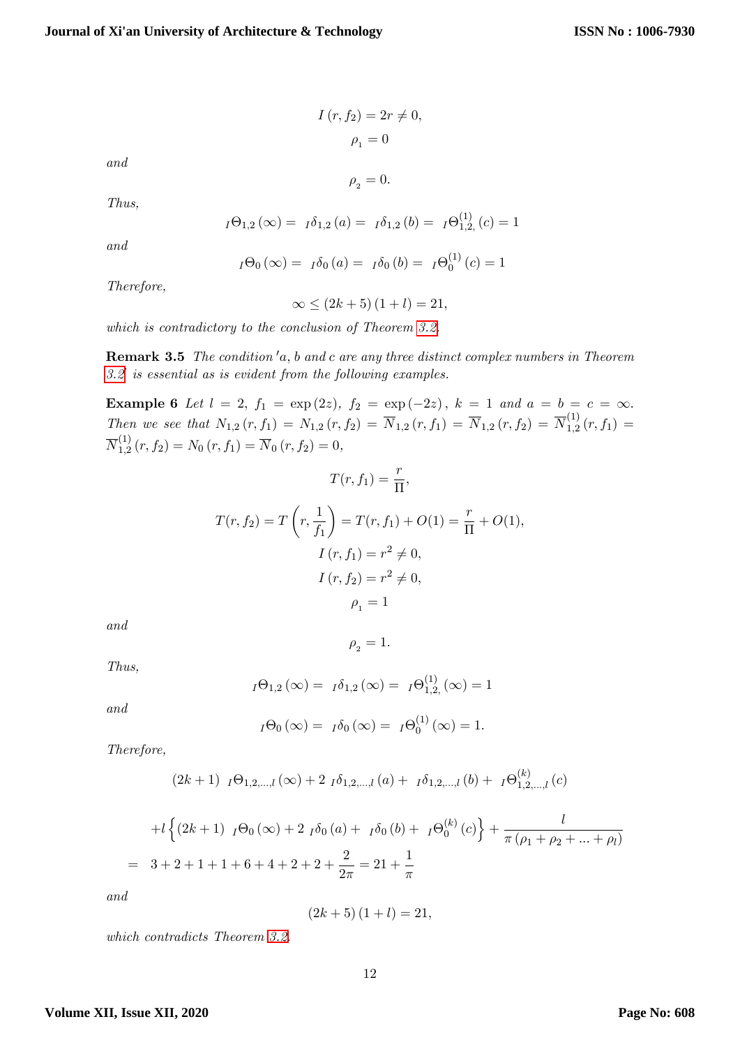$$I(r, f_2) = 2r \neq 0,$$

$$\rho_1 = 0$$

*and*

$$\rho_2 = 0.$$

*Thus,*

$${}_I\Theta_{1,2}(\infty) = {}_I\delta_{1,2}(a) = {}_I\delta_{1,2}(b) = {}_I\Theta^{(1)}_{1,2,}(c) = 1$$

*and*

$${}_I\Theta_0(\infty) = {}_I\delta_0(a) = {}_I\delta_0(b) = {}_I\Theta^{(1)}_0(c) = 1$$

*Therefore,*

$$\infty \leq (2k+5)(1+l) = 21,$$

*which is contradictory to the conclusion of Theorem 3.2.*

**Remark 3.5** *The condition 'a, b and c are any three distinct complex numbers in Theorem 3.2 is essential as is evident from the following examples.*

**Example 6** *Let* $l = 2,\ f_1 = \exp(2z),\ f_2 = \exp(-2z),\ k = 1$ *and* $a = b = c = \infty$. *Then we see that* $N_{1,2}(r, f_1) = N_{1,2}(r, f_2) = \overline{N}_{1,2}(r, f_1) = \overline{N}_{1,2}(r, f_2) = \overline{N}^{(1)}_{1,2}(r, f_1) = \overline{N}^{(1)}_{1,2}(r, f_2) = N_0(r, f_1) = \overline{N}_0(r, f_2) = 0,$

$$T(r, f_1) = \frac{r}{\Pi},$$

$$T(r, f_2) = T\left(r, \frac{1}{f_1}\right) = T(r, f_1) + O(1) = \frac{r}{\Pi} + O(1),$$

$$I(r, f_1) = r^2 \neq 0,$$

$$I(r, f_2) = r^2 \neq 0,$$

$$\rho_1 = 1$$

*and*

$$\rho_2 = 1.$$

*Thus,*

$${}_I\Theta_{1,2}(\infty) = {}_I\delta_{1,2}(\infty) = {}_I\Theta^{(1)}_{1,2,}(\infty) = 1$$

*and*

$${}_I\Theta_0(\infty) = {}_I\delta_0(\infty) = {}_I\Theta^{(1)}_0(\infty) = 1.$$

*Therefore,*

$$(2k+1)\ {}_I\Theta_{1,2,\ldots,l}(\infty) + 2\ {}_I\delta_{1,2,\ldots,l}(a) + {}_I\delta_{1,2,\ldots,l}(b) + {}_I\Theta^{(k)}_{1,2,\ldots,l}(c)$$

$$+ l\left\{(2k+1)\ {}_I\Theta_0(\infty) + 2\ {}_I\delta_0(a) + {}_I\delta_0(b) + {}_I\Theta^{(k)}_0(c)\right\} + \frac{l}{\pi(\rho_1 + \rho_2 + \ldots + \rho_l)}$$

$$= 3 + 2 + 1 + 1 + 6 + 4 + 2 + 2 + \frac{2}{2\pi} = 21 + \frac{1}{\pi}$$

*and*

$$(2k+5)(1+l) = 21,$$

*which contradicts Theorem 3.2.*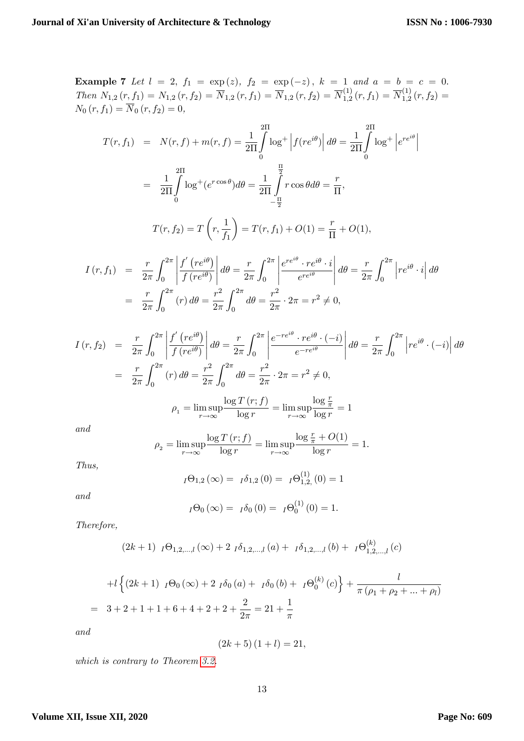**Example 7** *Let* $l = 2$, $f_1 = \exp(z)$, $f_2 = \exp(-z)$, $k = 1$ *and* $a = b = c = 0$. *Then* $N_{1,2}(r, f_1) = N_{1,2}(r, f_2) = \overline{N}_{1,2}(r, f_1) = \overline{N}_{1,2}(r, f_2) = \overline{N}^{(1)}_{1,2}(r, f_1) = \overline{N}^{(1)}_{1,2}(r, f_2) = N_0(r, f_1) = \overline{N}_0(r, f_2) = 0$,

$$
\begin{aligned}
T(r, f_1) &= N(r, f) + m(r, f) = \frac{1}{2\Pi}\int_0^{2\Pi} \log^+ \left| f(re^{i\theta}) \right| d\theta = \frac{1}{2\Pi}\int_0^{2\Pi} \log^+ \left| e^{re^{i\theta}} \right| \\
&= \frac{1}{2\Pi}\int_0^{2\Pi} \log^+ (e^{r\cos\theta}) d\theta = \frac{1}{2\Pi}\int_{-\frac{\Pi}{2}}^{\frac{\Pi}{2}} r\cos\theta d\theta = \frac{r}{\Pi},
\end{aligned}
$$

$$
T(r, f_2) = T\left(r, \frac{1}{f_1}\right) = T(r, f_1) + O(1) = \frac{r}{\Pi} + O(1),
$$

$$
\begin{aligned}
I(r, f_1) &= \frac{r}{2\pi}\int_0^{2\pi} \left| \frac{f'(re^{i\theta})}{f(re^{i\theta})} \right| d\theta = \frac{r}{2\pi}\int_0^{2\pi} \left| \frac{e^{re^{i\theta}} \cdot re^{i\theta} \cdot i}{e^{re^{i\theta}}} \right| d\theta = \frac{r}{2\pi}\int_0^{2\pi} \left| re^{i\theta} \cdot i \right| d\theta \\
&= \frac{r}{2\pi}\int_0^{2\pi} (r)\, d\theta = \frac{r^2}{2\pi}\int_0^{2\pi} d\theta = \frac{r^2}{2\pi} \cdot 2\pi = r^2 \neq 0,
\end{aligned}
$$

$$
\begin{aligned}
I(r, f_2) &= \frac{r}{2\pi}\int_0^{2\pi} \left| \frac{f'(re^{i\theta})}{f(re^{i\theta})} \right| d\theta = \frac{r}{2\pi}\int_0^{2\pi} \left| \frac{e^{-re^{i\theta}} \cdot re^{i\theta} \cdot (-i)}{e^{-re^{i\theta}}} \right| d\theta = \frac{r}{2\pi}\int_0^{2\pi} \left| re^{i\theta} \cdot (-i) \right| d\theta \\
&= \frac{r}{2\pi}\int_0^{2\pi} (r)\, d\theta = \frac{r^2}{2\pi}\int_0^{2\pi} d\theta = \frac{r^2}{2\pi} \cdot 2\pi = r^2 \neq 0,
\end{aligned}
$$

$$
\rho_1 = \limsup_{r\to\infty} \frac{\log T(r; f)}{\log r} = \limsup_{r\to\infty} \frac{\log \frac{r}{\pi}}{\log r} = 1
$$

*and*

$$
\rho_2 = \limsup_{r\to\infty} \frac{\log T(r; f)}{\log r} = \limsup_{r\to\infty} \frac{\log \frac{r}{\pi} + O(1)}{\log r} = 1.
$$

*Thus,*

$$
{}_I\Theta_{1,2}(\infty) = {}_I\delta_{1,2}(0) = {}_I\Theta^{(1)}_{1,2,}(0) = 1
$$

*and*

$$
{}_I\Theta_0(\infty) = {}_I\delta_0(0) = {}_I\Theta^{(1)}_0(0) = 1.
$$

*Therefore,*

$$
(2k+1)\ {}_I\Theta_{1,2,\ldots,l}(\infty) + 2\ {}_I\delta_{1,2,\ldots,l}(a) + {}_I\delta_{1,2,\ldots,l}(b) + {}_I\Theta^{(k)}_{1,2,\ldots,l}(c)
$$

$$
\begin{aligned}
&+ l\left\{(2k+1)\ {}_I\Theta_0(\infty) + 2\ {}_I\delta_0(a) + {}_I\delta_0(b) + {}_I\Theta^{(k)}_0(c)\right\} + \frac{l}{\pi(\rho_1 + \rho_2 + \ldots + \rho_l)} \\
=\ & 3 + 2 + 1 + 1 + 6 + 4 + 2 + 2 + \frac{2}{2\pi} = 21 + \frac{1}{\pi}
\end{aligned}
$$

*and*

$$
(2k+5)(1+l) = 21,
$$

*which is contrary to Theorem 3.2.*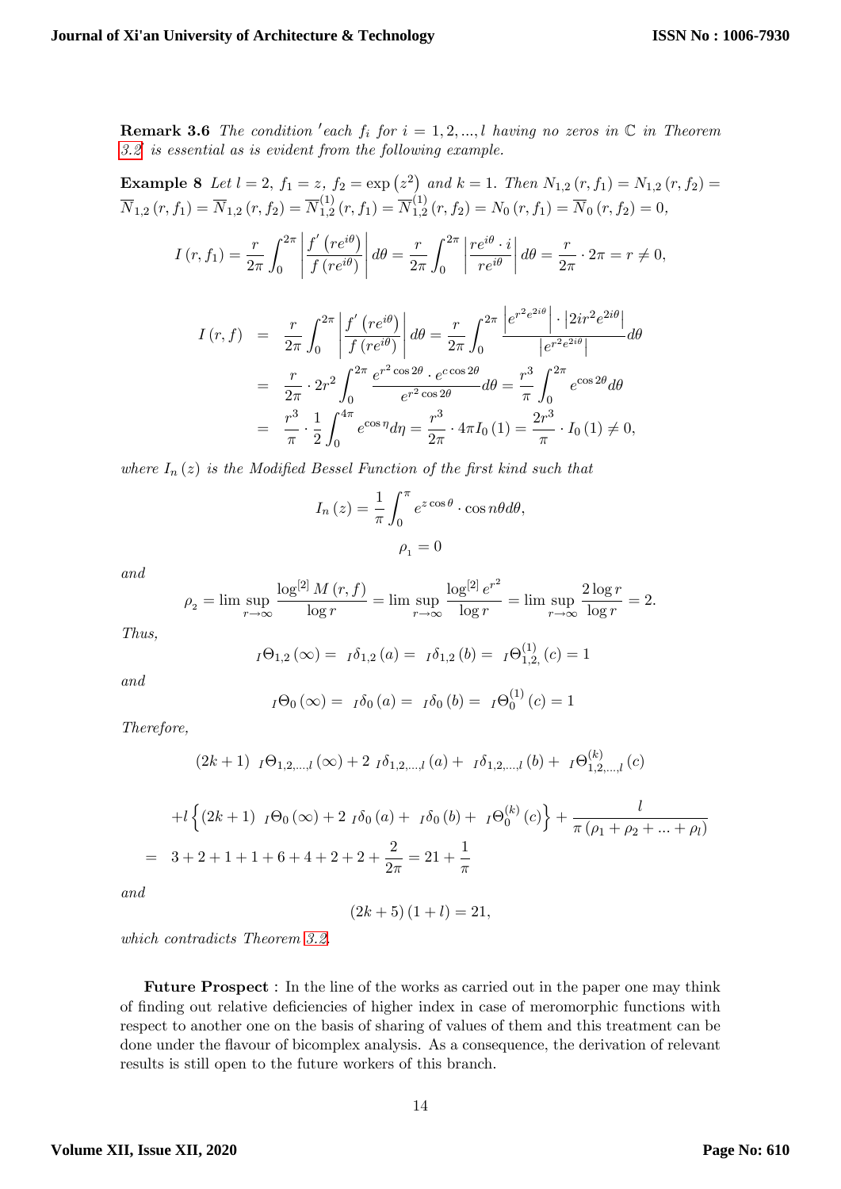**Remark 3.6** *The condition 'each $f_i$ for $i = 1, 2, ..., l$ having no zeros in $\mathbb{C}$ in Theorem 3.2 is essential as is evident from the following example.*

**Example 8** *Let $l = 2$, $f_1 = z$, $f_2 = \exp\left(z^2\right)$ and $k = 1$. Then* $N_{1,2}(r, f_1) = N_{1,2}(r, f_2) = \overline{N}_{1,2}(r, f_1) = \overline{N}_{1,2}(r, f_2) = \overline{N}^{(1)}_{1,2}(r, f_1) = \overline{N}^{(1)}_{1,2}(r, f_2) = N_0(r, f_1) = \overline{N}_0(r, f_2) = 0,$

$$I(r, f_1) = \frac{r}{2\pi}\int_0^{2\pi}\left|\frac{f'\left(re^{i\theta}\right)}{f\left(re^{i\theta}\right)}\right|d\theta = \frac{r}{2\pi}\int_0^{2\pi}\left|\frac{re^{i\theta}\cdot i}{re^{i\theta}}\right|d\theta = \frac{r}{2\pi}\cdot 2\pi = r \neq 0,$$

$$\begin{aligned}
I(r, f) &= \frac{r}{2\pi}\int_0^{2\pi}\left|\frac{f'\left(re^{i\theta}\right)}{f\left(re^{i\theta}\right)}\right|d\theta = \frac{r}{2\pi}\int_0^{2\pi}\frac{\left|e^{r^2e^{2i\theta}}\right|\cdot\left|2ir^2e^{2i\theta}\right|}{\left|e^{r^2e^{2i\theta}}\right|}d\theta \\
&= \frac{r}{2\pi}\cdot 2r^2\int_0^{2\pi}\frac{e^{r^2\cos 2\theta}\cdot e^{c\cos 2\theta}}{e^{r^2\cos 2\theta}}d\theta = \frac{r^3}{\pi}\int_0^{2\pi}e^{\cos 2\theta}d\theta \\
&= \frac{r^3}{\pi}\cdot\frac{1}{2}\int_0^{4\pi}e^{\cos\eta}d\eta = \frac{r^3}{2\pi}\cdot 4\pi I_0(1) = \frac{2r^3}{\pi}\cdot I_0(1) \neq 0,
\end{aligned}$$

*where $I_n(z)$ is the Modified Bessel Function of the first kind such that*

$$I_n(z) = \frac{1}{\pi}\int_0^{\pi}e^{z\cos\theta}\cdot\cos n\theta d\theta,$$

$$\rho_1 = 0$$

*and*

$$\rho_2 = \limsup_{r\to\infty}\frac{\log^{[2]}M(r, f)}{\log r} = \limsup_{r\to\infty}\frac{\log^{[2]}e^{r^2}}{\log r} = \limsup_{r\to\infty}\frac{2\log r}{\log r} = 2.$$

*Thus,*

$${}_I\Theta_{1,2}(\infty) = {}_I\delta_{1,2}(a) = {}_I\delta_{1,2}(b) = {}_I\Theta^{(1)}_{1,2,}(c) = 1$$

*and*

$${}_I\Theta_0(\infty) = {}_I\delta_0(a) = {}_I\delta_0(b) = {}_I\Theta^{(1)}_0(c) = 1$$

*Therefore,*

$$(2k+1)\ {}_I\Theta_{1,2,...,l}(\infty) + 2\ {}_I\delta_{1,2,...,l}(a) + {}_I\delta_{1,2,...,l}(b) + {}_I\Theta^{(k)}_{1,2,...,l}(c)$$

$$\begin{aligned}
&+l\left\{(2k+1)\ {}_I\Theta_0(\infty) + 2\ {}_I\delta_0(a) + {}_I\delta_0(b) + {}_I\Theta^{(k)}_0(c)\right\} + \frac{l}{\pi(\rho_1 + \rho_2 + ... + \rho_l)} \\
=&\ 3 + 2 + 1 + 1 + 6 + 4 + 2 + 2 + \frac{2}{2\pi} = 21 + \frac{1}{\pi}
\end{aligned}$$

*and*

$$(2k+5)(1+l) = 21,$$

*which contradicts Theorem 3.2.*

**Future Prospect** : In the line of the works as carried out in the paper one may think of finding out relative deficiencies of higher index in case of meromorphic functions with respect to another one on the basis of sharing of values of them and this treatment can be done under the flavour of bicomplex analysis. As a consequence, the derivation of relevant results is still open to the future workers of this branch.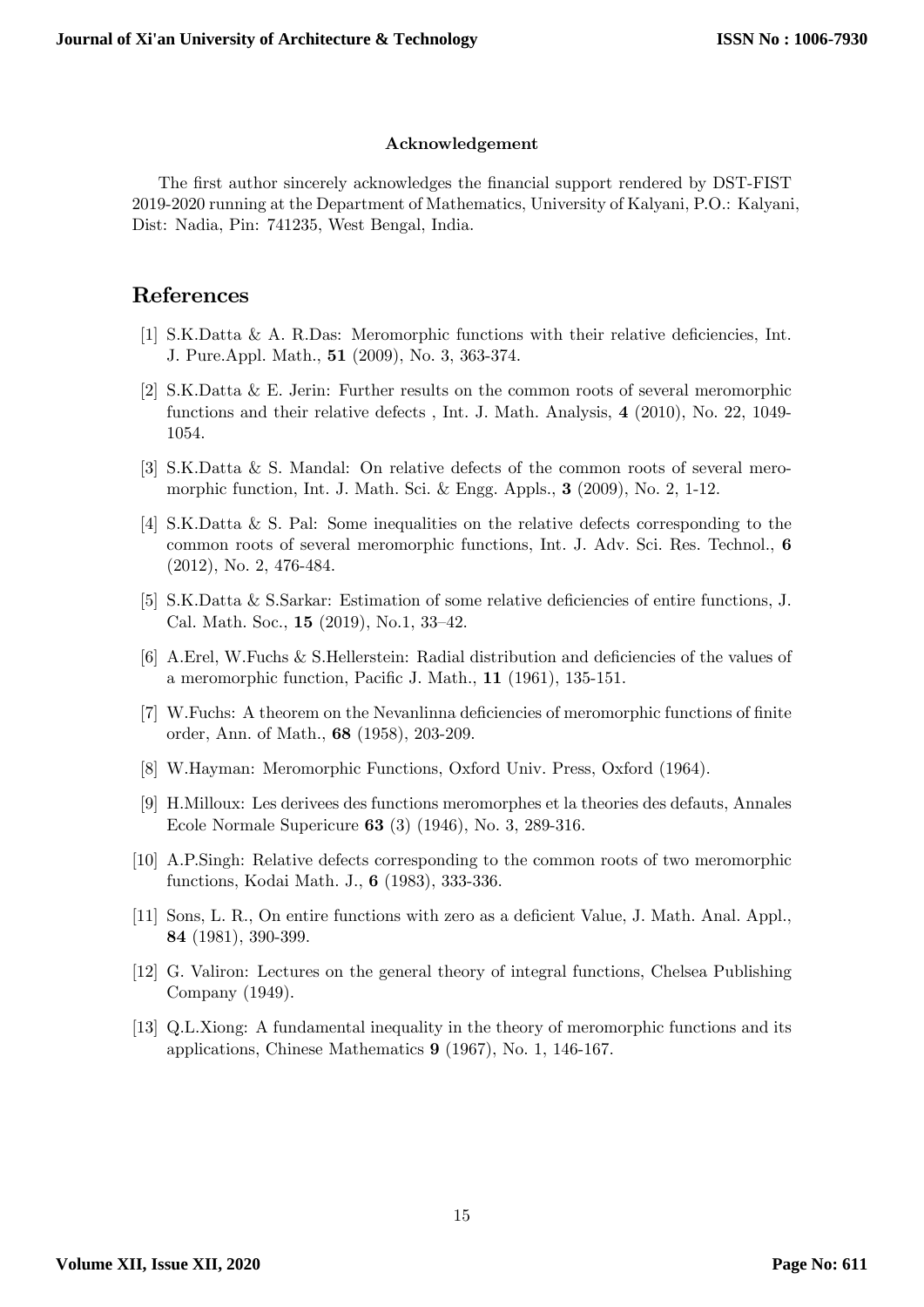**Acknowledgement**

The first author sincerely acknowledges the financial support rendered by DST-FIST 2019-2020 running at the Department of Mathematics, University of Kalyani, P.O.: Kalyani, Dist: Nadia, Pin: 741235, West Bengal, India.

## References

[1] S.K.Datta & A. R.Das: Meromorphic functions with their relative deficiencies, Int. J. Pure.Appl. Math., **51** (2009), No. 3, 363-374.

[2] S.K.Datta & E. Jerin: Further results on the common roots of several meromorphic functions and their relative defects , Int. J. Math. Analysis, **4** (2010), No. 22, 1049-1054.

[3] S.K.Datta & S. Mandal: On relative defects of the common roots of several meromorphic function, Int. J. Math. Sci. & Engg. Appls., **3** (2009), No. 2, 1-12.

[4] S.K.Datta & S. Pal: Some inequalities on the relative defects corresponding to the common roots of several meromorphic functions, Int. J. Adv. Sci. Res. Technol., **6** (2012), No. 2, 476-484.

[5] S.K.Datta & S.Sarkar: Estimation of some relative deficiencies of entire functions, J. Cal. Math. Soc., **15** (2019), No.1, 33–42.

[6] A.Erel, W.Fuchs & S.Hellerstein: Radial distribution and deficiencies of the values of a meromorphic function, Pacific J. Math., **11** (1961), 135-151.

[7] W.Fuchs: A theorem on the Nevanlinna deficiencies of meromorphic functions of finite order, Ann. of Math., **68** (1958), 203-209.

[8] W.Hayman: Meromorphic Functions, Oxford Univ. Press, Oxford (1964).

[9] H.Milloux: Les derivees des functions meromorphes et la theories des defauts, Annales Ecole Normale Supericure **63** (3) (1946), No. 3, 289-316.

[10] A.P.Singh: Relative defects corresponding to the common roots of two meromorphic functions, Kodai Math. J., **6** (1983), 333-336.

[11] Sons, L. R., On entire functions with zero as a deficient Value, J. Math. Anal. Appl., **84** (1981), 390-399.

[12] G. Valiron: Lectures on the general theory of integral functions, Chelsea Publishing Company (1949).

[13] Q.L.Xiong: A fundamental inequality in the theory of meromorphic functions and its applications, Chinese Mathematics **9** (1967), No. 1, 146-167.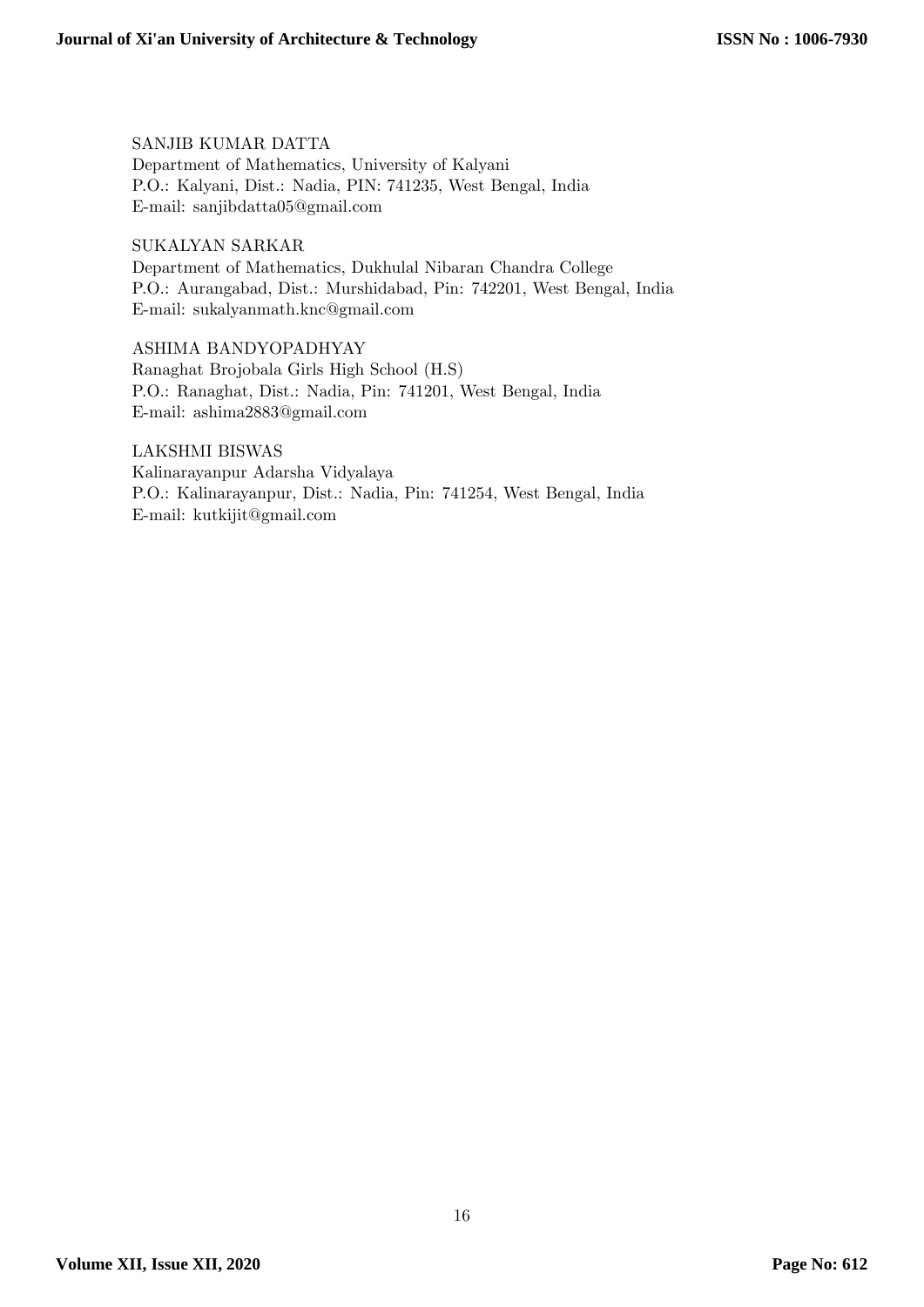SANJIB KUMAR DATTA
Department of Mathematics, University of Kalyani
P.O.: Kalyani, Dist.: Nadia, PIN: 741235, West Bengal, India
E-mail: sanjibdatta05@gmail.com

SUKALYAN SARKAR
Department of Mathematics, Dukhulal Nibaran Chandra College
P.O.: Aurangabad, Dist.: Murshidabad, Pin: 742201, West Bengal, India
E-mail: sukalyanmath.knc@gmail.com

ASHIMA BANDYOPADHYAY
Ranaghat Brojobala Girls High School (H.S)
P.O.: Ranaghat, Dist.: Nadia, Pin: 741201, West Bengal, India
E-mail: ashima2883@gmail.com

LAKSHMI BISWAS
Kalinarayanpur Adarsha Vidyalaya
P.O.: Kalinarayanpur, Dist.: Nadia, Pin: 741254, West Bengal, India
E-mail: kutkijit@gmail.com